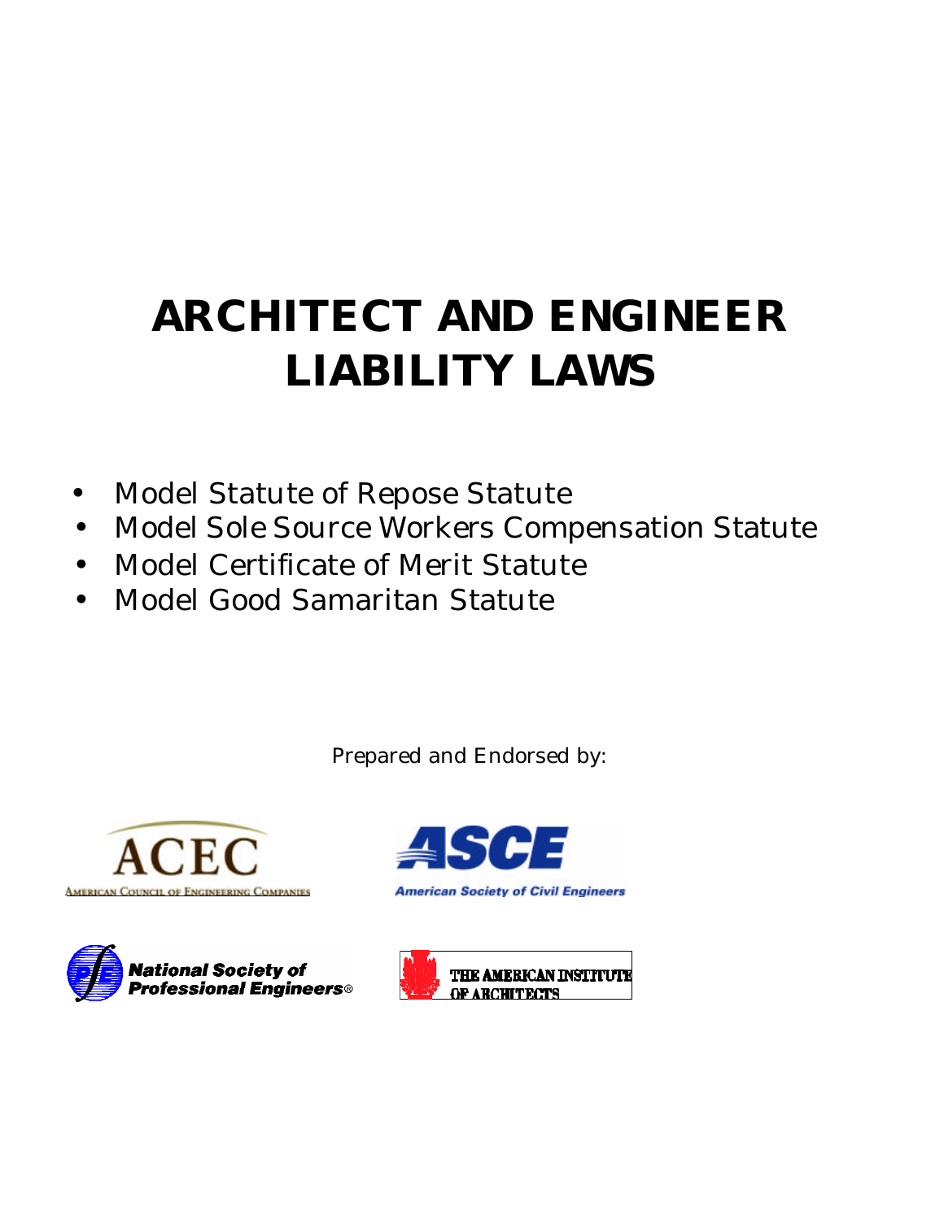# ARCHITECT AND ENGINEER LIABILITY LAWS

- Model Statute of Repose Statute
- Model Sole Source Workers Compensation Statute
- Model Certificate of Merit Statute
- Model Good Samaritan Statute

Prepared and Endorsed by:

ACEC
AMERICAN COUNCIL OF ENGINEERING COMPANIES

ASCE
American Society of Civil Engineers

National Society of Professional Engineers®

THE AMERICAN INSTITUTE OF ARCHITECTS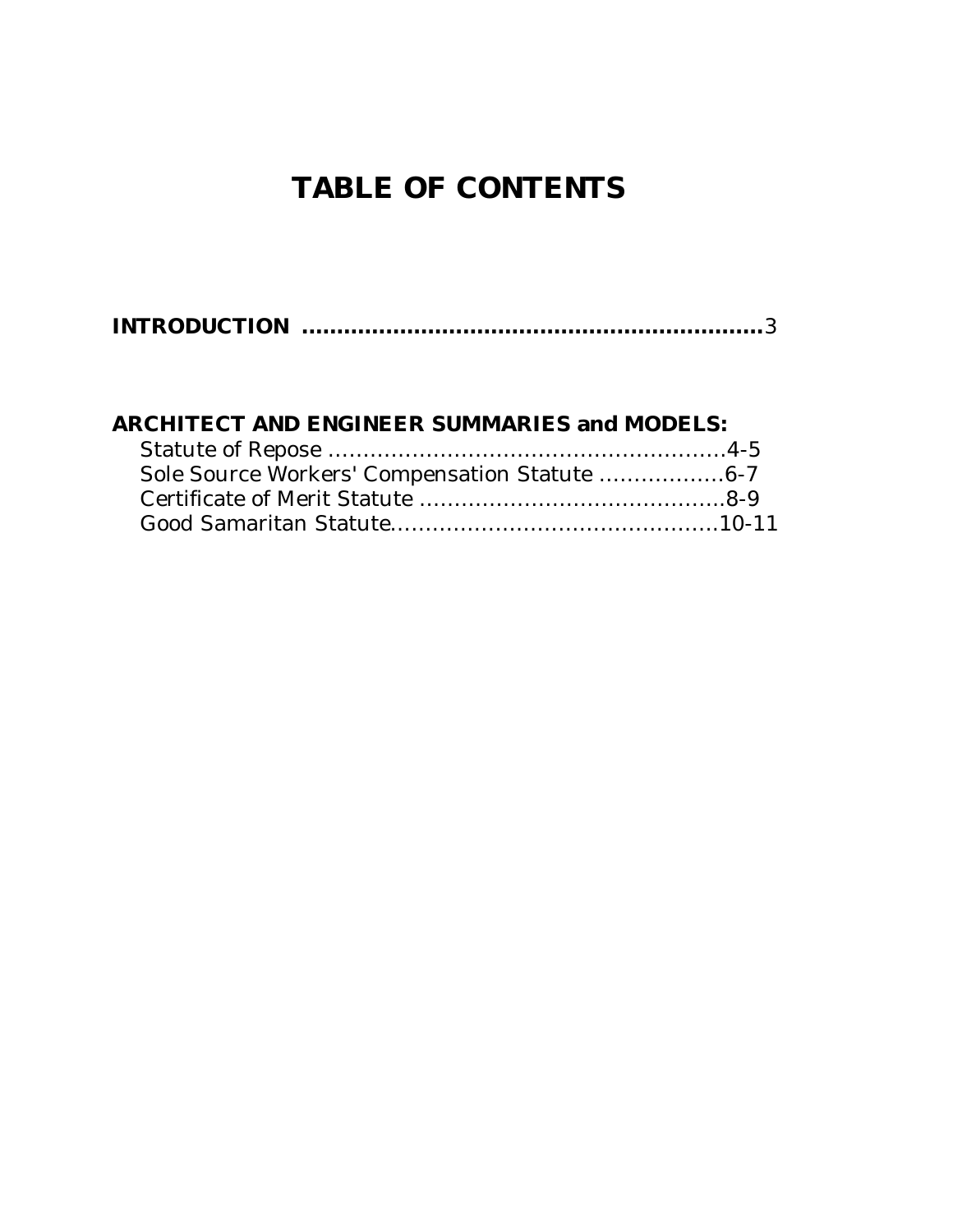# TABLE OF CONTENTS

**INTRODUCTION ..................................................................**3

**ARCHITECT AND ENGINEER SUMMARIES and MODELS:**

Statute of Repose ..........................................................4-5
Sole Source Workers' Compensation Statute ..................6-7
Certificate of Merit Statute ............................................8-9
Good Samaritan Statute...............................................10-11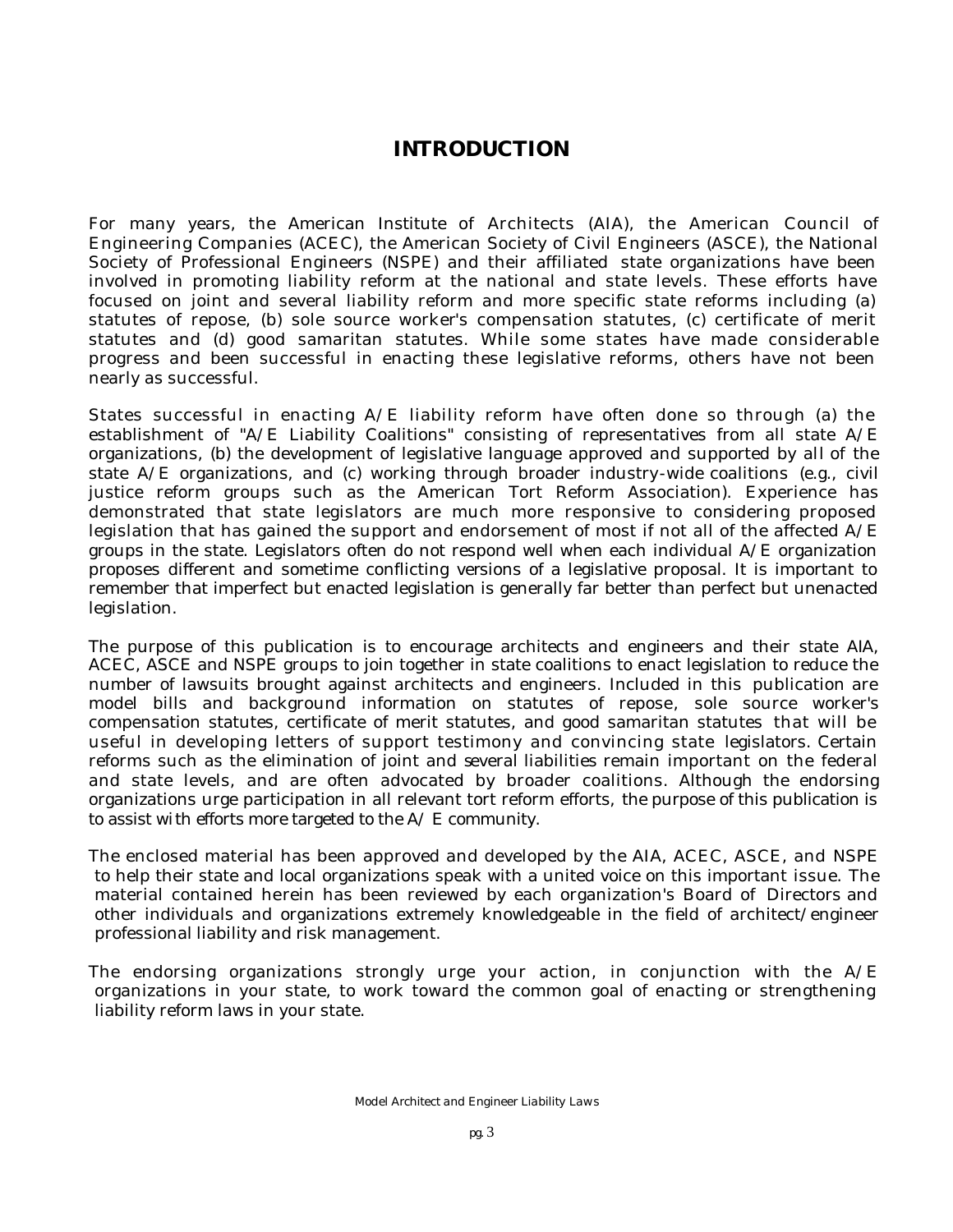# INTRODUCTION

For many years, the American Institute of Architects (AIA), the American Council of Engineering Companies (ACEC), the American Society of Civil Engineers (ASCE), the National Society of Professional Engineers (NSPE) and their affiliated state organizations have been involved in promoting liability reform at the national and state levels. These efforts have focused on joint and several liability reform and more specific state reforms including (a) statutes of repose, (b) sole source worker's compensation statutes, (c) certificate of merit statutes and (d) good samaritan statutes. While some states have made considerable progress and been successful in enacting these legislative reforms, others have not been nearly as successful.

States successful in enacting A/E liability reform have often done so through (a) the establishment of "A/E Liability Coalitions" consisting of representatives from all state A/E organizations, (b) the development of legislative language approved and supported by all of the state A/E organizations, and (c) working through broader industry-wide coalitions (e.g., civil justice reform groups such as the American Tort Reform Association). Experience has demonstrated that state legislators are much more responsive to considering proposed legislation that has gained the support and endorsement of most if not all of the affected A/E groups in the state. Legislators often do not respond well when each individual A/E organization proposes different and sometime conflicting versions of a legislative proposal. It is important to remember that imperfect but enacted legislation is generally far better than perfect but unenacted legislation.

The purpose of this publication is to encourage architects and engineers and their state AIA, ACEC, ASCE and NSPE groups to join together in state coalitions to enact legislation to reduce the number of lawsuits brought against architects and engineers. Included in this publication are model bills and background information on statutes of repose, sole source worker's compensation statutes, certificate of merit statutes, and good samaritan statutes that will be useful in developing letters of support testimony and convincing state legislators. Certain reforms such as the elimination of joint and several liabilities remain important on the federal and state levels, and are often advocated by broader coalitions. Although the endorsing organizations urge participation in all relevant tort reform efforts, the purpose of this publication is to assist with efforts more targeted to the A/ E community.

The enclosed material has been approved and developed by the AIA, ACEC, ASCE, and NSPE to help their state and local organizations speak with a united voice on this important issue. The material contained herein has been reviewed by each organization's Board of Directors and other individuals and organizations extremely knowledgeable in the field of architect/engineer professional liability and risk management.

The endorsing organizations strongly urge your action, in conjunction with the A/E organizations in your state, to work toward the common goal of enacting or strengthening liability reform laws in your state.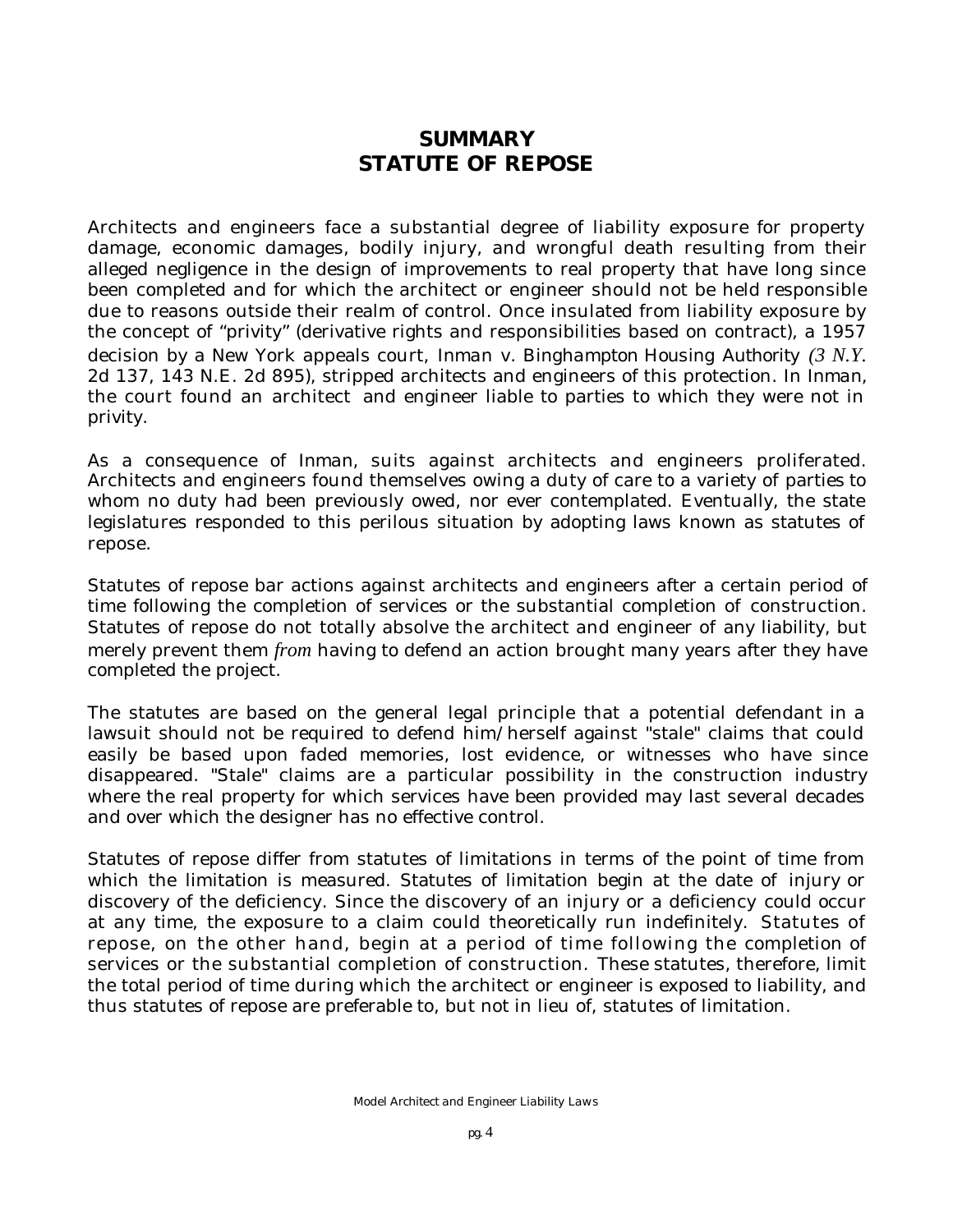# SUMMARY
# STATUTE OF REPOSE

Architects and engineers face a substantial degree of liability exposure for property damage, economic damages, bodily injury, and wrongful death resulting from their alleged negligence in the design of improvements to real property that have long since been completed and for which the architect or engineer should not be held responsible due to reasons outside their realm of control. Once insulated from liability exposure by the concept of "privity" (derivative rights and responsibilities based on contract), a 1957 decision by a New York appeals court, Inman v. Binghampton Housing Authority *(3 N.Y.* 2d 137, 143 N.E. 2d 895), stripped architects and engineers of this protection. In Inman, the court found an architect and engineer liable to parties to which they were not in privity.

As a consequence of Inman, suits against architects and engineers proliferated. Architects and engineers found themselves owing a duty of care to a variety of parties to whom no duty had been previously owed, nor ever contemplated. Eventually, the state legislatures responded to this perilous situation by adopting laws known as statutes of repose.

Statutes of repose bar actions against architects and engineers after a certain period of time following the completion of services or the substantial completion of construction. Statutes of repose do not totally absolve the architect and engineer of any liability, but merely prevent them *from* having to defend an action brought many years after they have completed the project.

The statutes are based on the general legal principle that a potential defendant in a lawsuit should not be required to defend him/herself against "stale" claims that could easily be based upon faded memories, lost evidence, or witnesses who have since disappeared. "Stale" claims are a particular possibility in the construction industry where the real property for which services have been provided may last several decades and over which the designer has no effective control.

Statutes of repose differ from statutes of limitations in terms of the point of time from which the limitation is measured. Statutes of limitation begin at the date of injury or discovery of the deficiency. Since the discovery of an injury or a deficiency could occur at any time, the exposure to a claim could theoretically run indefinitely. Statutes of repose, on the other hand, begin at a period of time following the completion of services or the substantial completion of construction. These statutes, therefore, limit the total period of time during which the architect or engineer is exposed to liability, and thus statutes of repose are preferable to, but not in lieu of, statutes of limitation.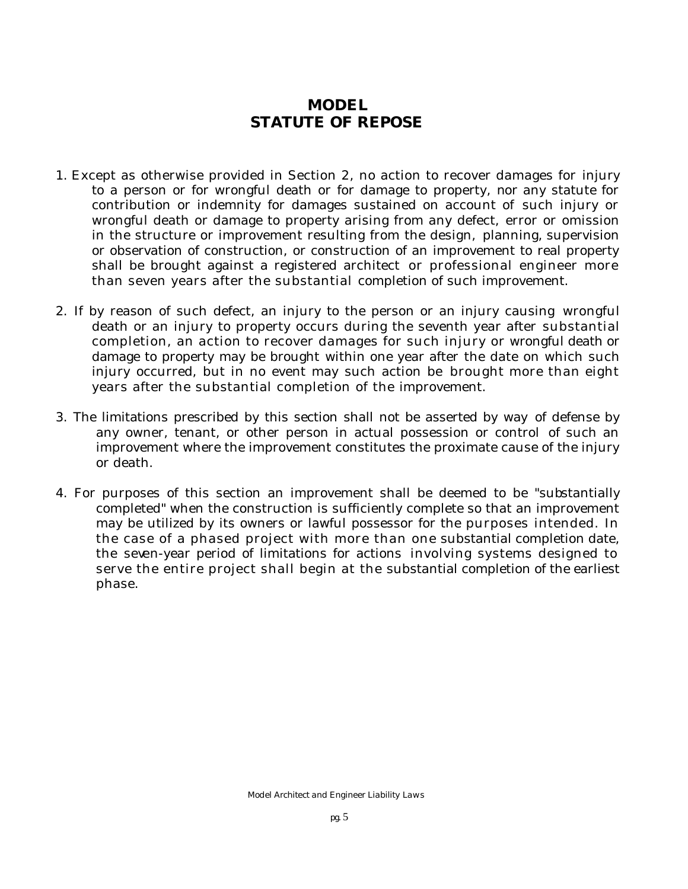# MODEL
# STATUTE OF REPOSE

1. Except as otherwise provided in Section 2, no action to recover damages for injury to a person or for wrongful death or for damage to property, nor any statute for contribution or indemnity for damages sustained on account of such injury or wrongful death or damage to property arising from any defect, error or omission in the structure or improvement resulting from the design, planning, supervision or observation of construction, or construction of an improvement to real property shall be brought against a registered architect or professional engineer more than seven years after the substantial completion of such improvement.

2. If by reason of such defect, an injury to the person or an injury causing wrongful death or an injury to property occurs during the seventh year after substantial completion, an action to recover damages for such injury or wrongful death or damage to property may be brought within one year after the date on which such injury occurred, but in no event may such action be brought more than eight years after the substantial completion of the improvement.

3. The limitations prescribed by this section shall not be asserted by way of defense by any owner, tenant, or other person in actual possession or control of such an improvement where the improvement constitutes the proximate cause of the injury or death.

4. For purposes of this section an improvement shall be deemed to be "substantially completed" when the construction is sufficiently complete so that an improvement may be utilized by its owners or lawful possessor for the purposes intended. In the case of a phased project with more than one substantial completion date, the seven-year period of limitations for actions involving systems designed to serve the entire project shall begin at the substantial completion of the earliest phase.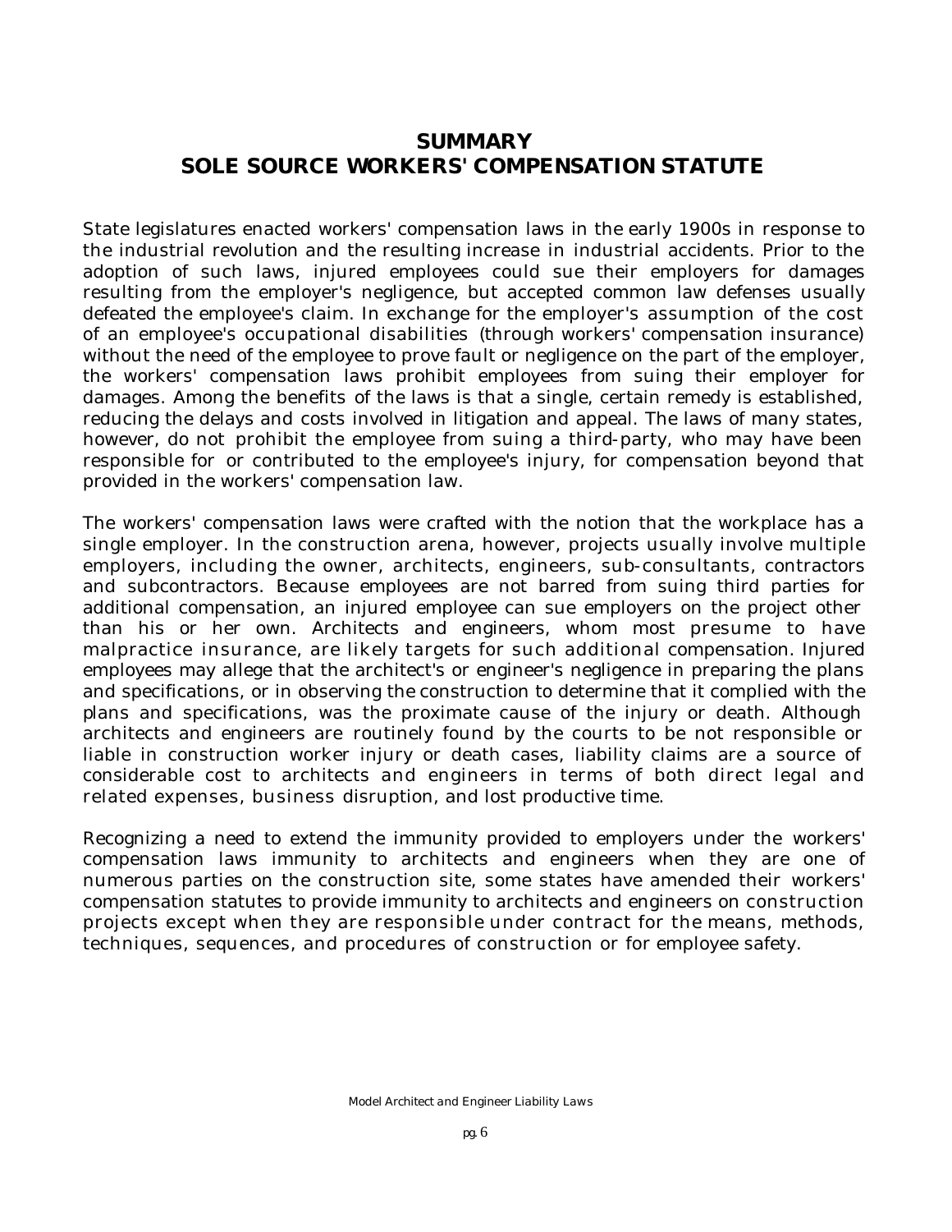## SUMMARY
## SOLE SOURCE WORKERS' COMPENSATION STATUTE

State legislatures enacted workers' compensation laws in the early 1900s in response to the industrial revolution and the resulting increase in industrial accidents. Prior to the adoption of such laws, injured employees could sue their employers for damages resulting from the employer's negligence, but accepted common law defenses usually defeated the employee's claim. In exchange for the employer's assumption of the cost of an employee's occupational disabilities (through workers' compensation insurance) without the need of the employee to prove fault or negligence on the part of the employer, the workers' compensation laws prohibit employees from suing their employer for damages. Among the benefits of the laws is that a single, certain remedy is established, reducing the delays and costs involved in litigation and appeal. The laws of many states, however, do not prohibit the employee from suing a third-party, who may have been responsible for or contributed to the employee's injury, for compensation beyond that provided in the workers' compensation law.

The workers' compensation laws were crafted with the notion that the workplace has a single employer. In the construction arena, however, projects usually involve multiple employers, including the owner, architects, engineers, sub-consultants, contractors and subcontractors. Because employees are not barred from suing third parties for additional compensation, an injured employee can sue employers on the project other than his or her own. Architects and engineers, whom most presume to have malpractice insurance, are likely targets for such additional compensation. Injured employees may allege that the architect's or engineer's negligence in preparing the plans and specifications, or in observing the construction to determine that it complied with the plans and specifications, was the proximate cause of the injury or death. Although architects and engineers are routinely found by the courts to be not responsible or liable in construction worker injury or death cases, liability claims are a source of considerable cost to architects and engineers in terms of both direct legal and related expenses, business disruption, and lost productive time.

Recognizing a need to extend the immunity provided to employers under the workers' compensation laws immunity to architects and engineers when they are one of numerous parties on the construction site, some states have amended their workers' compensation statutes to provide immunity to architects and engineers on construction projects except when they are responsible under contract for the means, methods, techniques, sequences, and procedures of construction or for employee safety.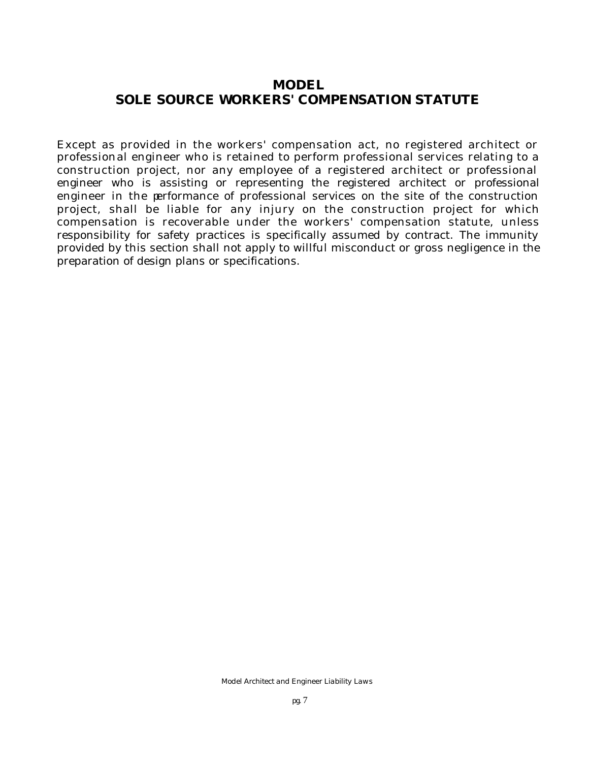# MODEL
# SOLE SOURCE WORKERS' COMPENSATION STATUTE

Except as provided in the workers' compensation act, no registered architect or professional engineer who is retained to perform professional services relating to a construction project, nor any employee of a registered architect or professional engineer who is assisting or representing the registered architect or professional engineer in the performance of professional services on the site of the construction project, shall be liable for any injury on the construction project for which compensation is recoverable under the workers' compensation statute, unless responsibility for safety practices is specifically assumed by contract. The immunity provided by this section shall not apply to willful misconduct or gross negligence in the preparation of design plans or specifications.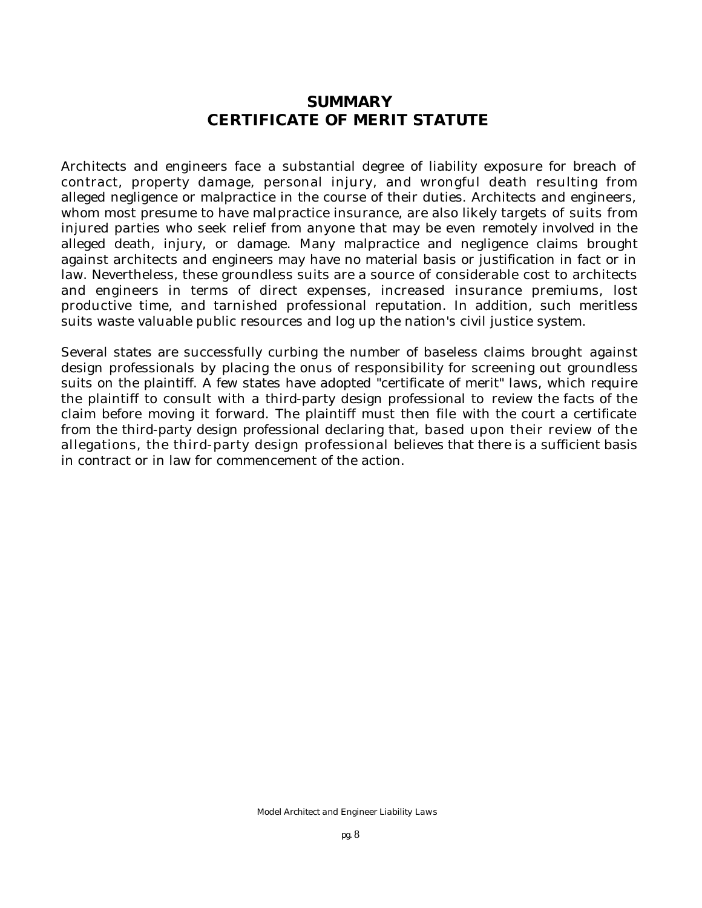# SUMMARY
# CERTIFICATE OF MERIT STATUTE

Architects and engineers face a substantial degree of liability exposure for breach of contract, property damage, personal injury, and wrongful death resulting from alleged negligence or malpractice in the course of their duties. Architects and engineers, whom most presume to have malpractice insurance, are also likely targets of suits from injured parties who seek relief from anyone that may be even remotely involved in the alleged death, injury, or damage. Many malpractice and negligence claims brought against architects and engineers may have no material basis or justification in fact or in law. Nevertheless, these groundless suits are a source of considerable cost to architects and engineers in terms of direct expenses, increased insurance premiums, lost productive time, and tarnished professional reputation. In addition, such meritless suits waste valuable public resources and log up the nation's civil justice system.

Several states are successfully curbing the number of baseless claims brought against design professionals by placing the onus of responsibility for screening out groundless suits on the plaintiff. A few states have adopted "certificate of merit" laws, which require the plaintiff to consult with a third-party design professional to review the facts of the claim before moving it forward. The plaintiff must then file with the court a certificate from the third-party design professional declaring that, based upon their review of the allegations, the third-party design professional believes that there is a sufficient basis in contract or in law for commencement of the action.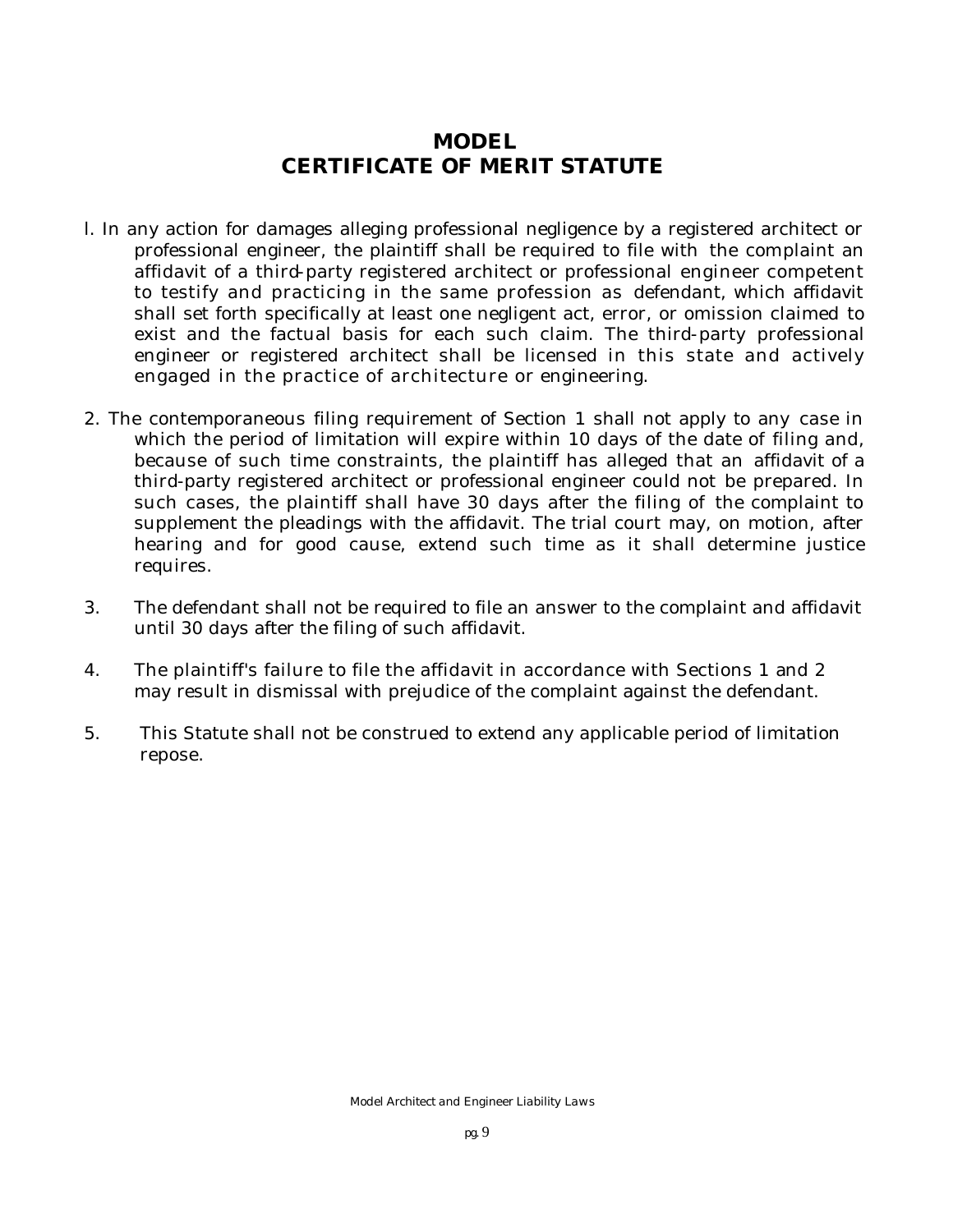# MODEL
# CERTIFICATE OF MERIT STATUTE

l. In any action for damages alleging professional negligence by a registered architect or professional engineer, the plaintiff shall be required to file with the complaint an affidavit of a third-party registered architect or professional engineer competent to testify and practicing in the same profession as defendant, which affidavit shall set forth specifically at least one negligent act, error, or omission claimed to exist and the factual basis for each such claim. The third-party professional engineer or registered architect shall be licensed in this state and actively engaged in the practice of architecture or engineering.

2. The contemporaneous filing requirement of Section 1 shall not apply to any case in which the period of limitation will expire within 10 days of the date of filing and, because of such time constraints, the plaintiff has alleged that an affidavit of a third-party registered architect or professional engineer could not be prepared. In such cases, the plaintiff shall have 30 days after the filing of the complaint to supplement the pleadings with the affidavit. The trial court may, on motion, after hearing and for good cause, extend such time as it shall determine justice requires.

3. The defendant shall not be required to file an answer to the complaint and affidavit until 30 days after the filing of such affidavit.

4. The plaintiff's failure to file the affidavit in accordance with Sections 1 and 2 may result in dismissal with prejudice of the complaint against the defendant.

5. This Statute shall not be construed to extend any applicable period of limitation repose.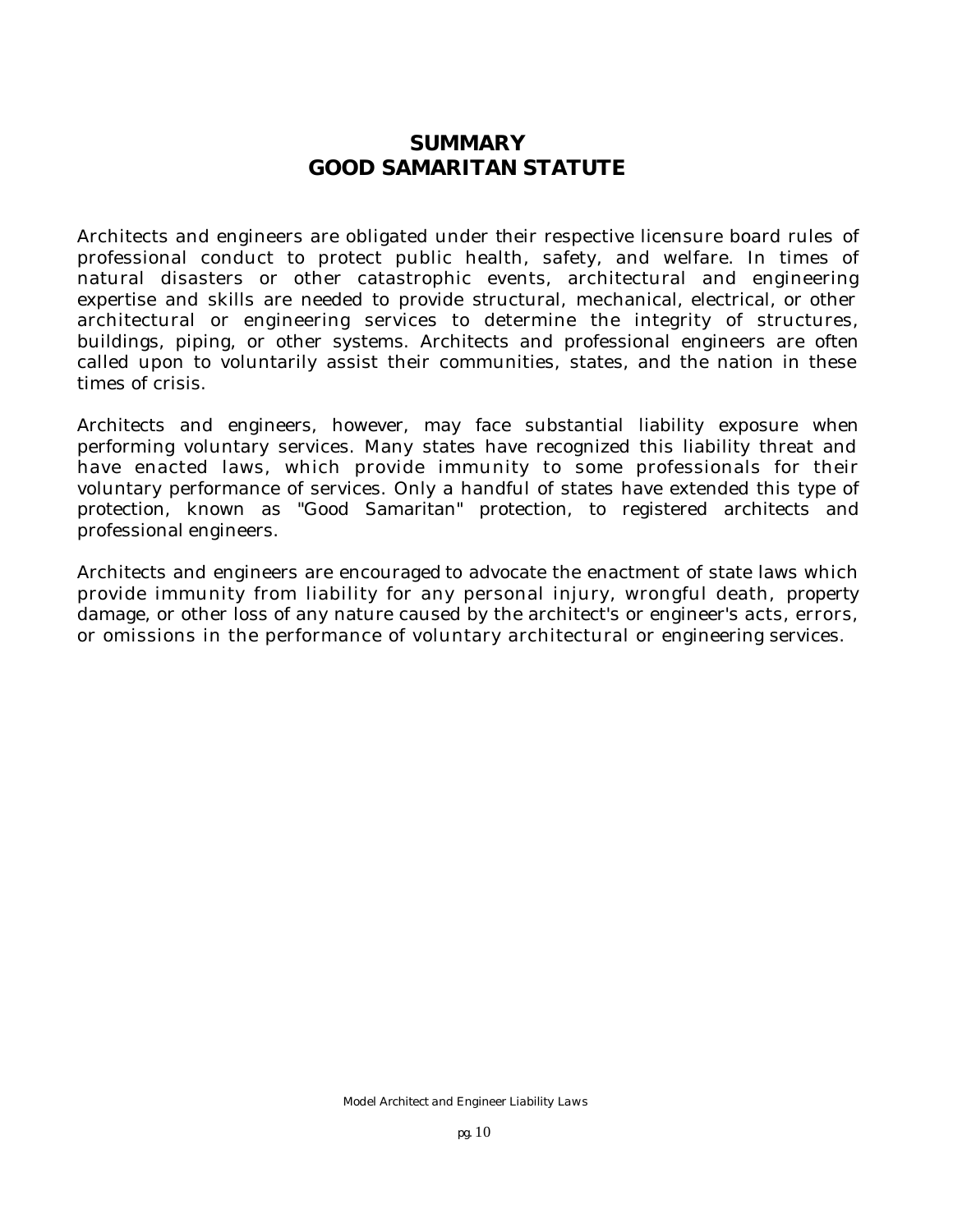# SUMMARY
# GOOD SAMARITAN STATUTE

Architects and engineers are obligated under their respective licensure board rules of professional conduct to protect public health, safety, and welfare. In times of natural disasters or other catastrophic events, architectural and engineering expertise and skills are needed to provide structural, mechanical, electrical, or other architectural or engineering services to determine the integrity of structures, buildings, piping, or other systems. Architects and professional engineers are often called upon to voluntarily assist their communities, states, and the nation in these times of crisis.

Architects and engineers, however, may face substantial liability exposure when performing voluntary services. Many states have recognized this liability threat and have enacted laws, which provide immunity to some professionals for their voluntary performance of services. Only a handful of states have extended this type of protection, known as "Good Samaritan" protection, to registered architects and professional engineers.

Architects and engineers are encouraged to advocate the enactment of state laws which provide immunity from liability for any personal injury, wrongful death, property damage, or other loss of any nature caused by the architect's or engineer's acts, errors, or omissions in the performance of voluntary architectural or engineering services.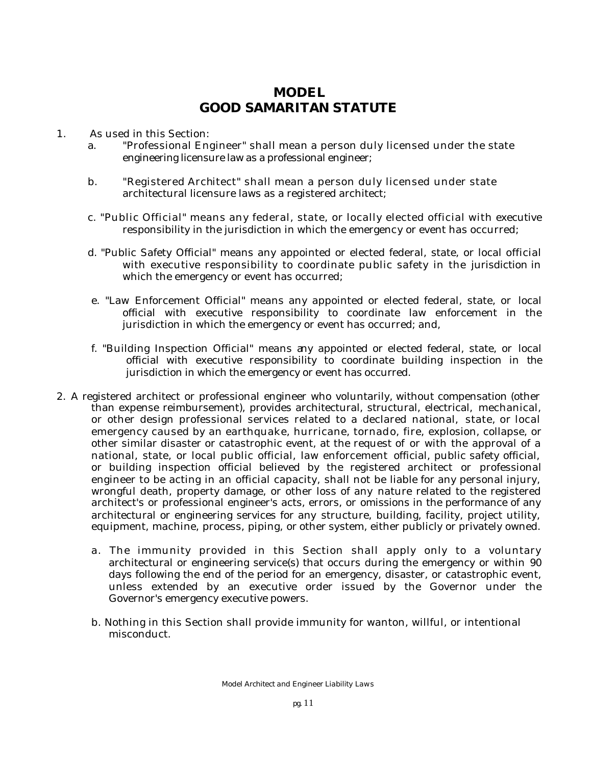# MODEL
# GOOD SAMARITAN STATUTE

1. As used in this Section:
   a. "Professional Engineer" shall mean a person duly licensed under the state engineering licensure law as a professional engineer;

   b. "Registered Architect" shall mean a person duly licensed under state architectural licensure laws as a registered architect;

   c. "Public Official" means any federal, state, or locally elected official with executive responsibility in the jurisdiction in which the emergency or event has occurred;

   d. "Public Safety Official" means any appointed or elected federal, state, or local official with executive responsibility to coordinate public safety in the jurisdiction in which the emergency or event has occurred;

   e. "Law Enforcement Official" means any appointed or elected federal, state, or local official with executive responsibility to coordinate law enforcement in the jurisdiction in which the emergency or event has occurred; and,

   f. "Building Inspection Official" means any appointed or elected federal, state, or local official with executive responsibility to coordinate building inspection in the jurisdiction in which the emergency or event has occurred.

2. A registered architect or professional engineer who voluntarily, without compensation (other than expense reimbursement), provides architectural, structural, electrical, mechanical, or other design professional services related to a declared national, state, or local emergency caused by an earthquake, hurricane, tornado, fire, explosion, collapse, or other similar disaster or catastrophic event, at the request of or with the approval of a national, state, or local public official, law enforcement official, public safety official, or building inspection official believed by the registered architect or professional engineer to be acting in an official capacity, shall not be liable for any personal injury, wrongful death, property damage, or other loss of any nature related to the registered architect's or professional engineer's acts, errors, or omissions in the performance of any architectural or engineering services for any structure, building, facility, project utility, equipment, machine, process, piping, or other system, either publicly or privately owned.

   a. The immunity provided in this Section shall apply only to a voluntary architectural or engineering service(s) that occurs during the emergency or within 90 days following the end of the period for an emergency, disaster, or catastrophic event, unless extended by an executive order issued by the Governor under the Governor's emergency executive powers.

   b. Nothing in this Section shall provide immunity for wanton, willful, or intentional misconduct.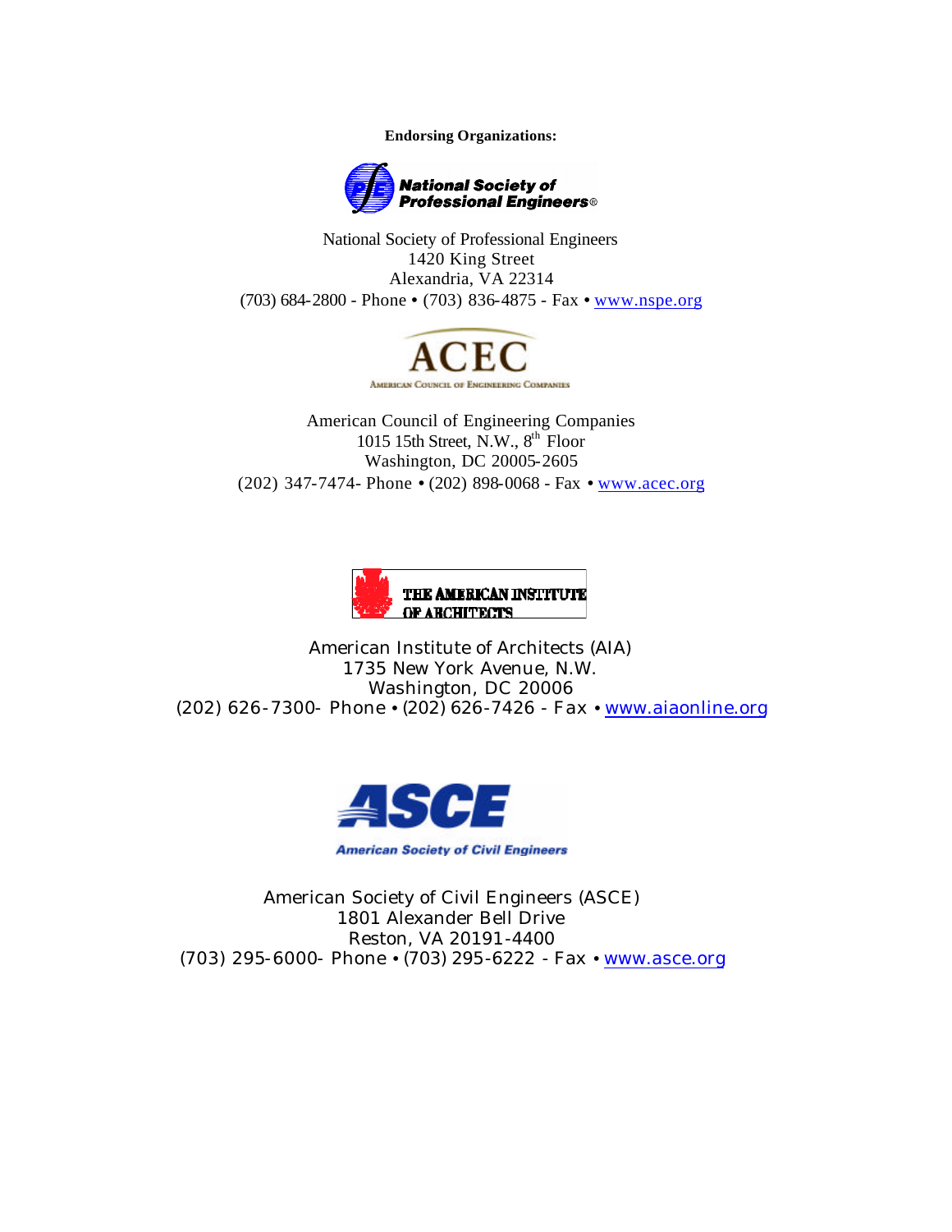**Endorsing Organizations:**

National Society of Professional Engineers
1420 King Street
Alexandria, VA 22314
(703) 684-2800 - Phone • (703) 836-4875 - Fax • www.nspe.org

American Council of Engineering Companies
1015 15th Street, N.W., 8th Floor
Washington, DC 20005-2605
(202) 347-7474- Phone • (202) 898-0068 - Fax • www.acec.org

American Institute of Architects (AIA)
1735 New York Avenue, N.W.
Washington, DC 20006
(202) 626-7300- Phone • (202) 626-7426 - Fax • www.aiaonline.org

American Society of Civil Engineers (ASCE)
1801 Alexander Bell Drive
Reston, VA 20191-4400
(703) 295-6000- Phone • (703) 295-6222 - Fax • www.asce.org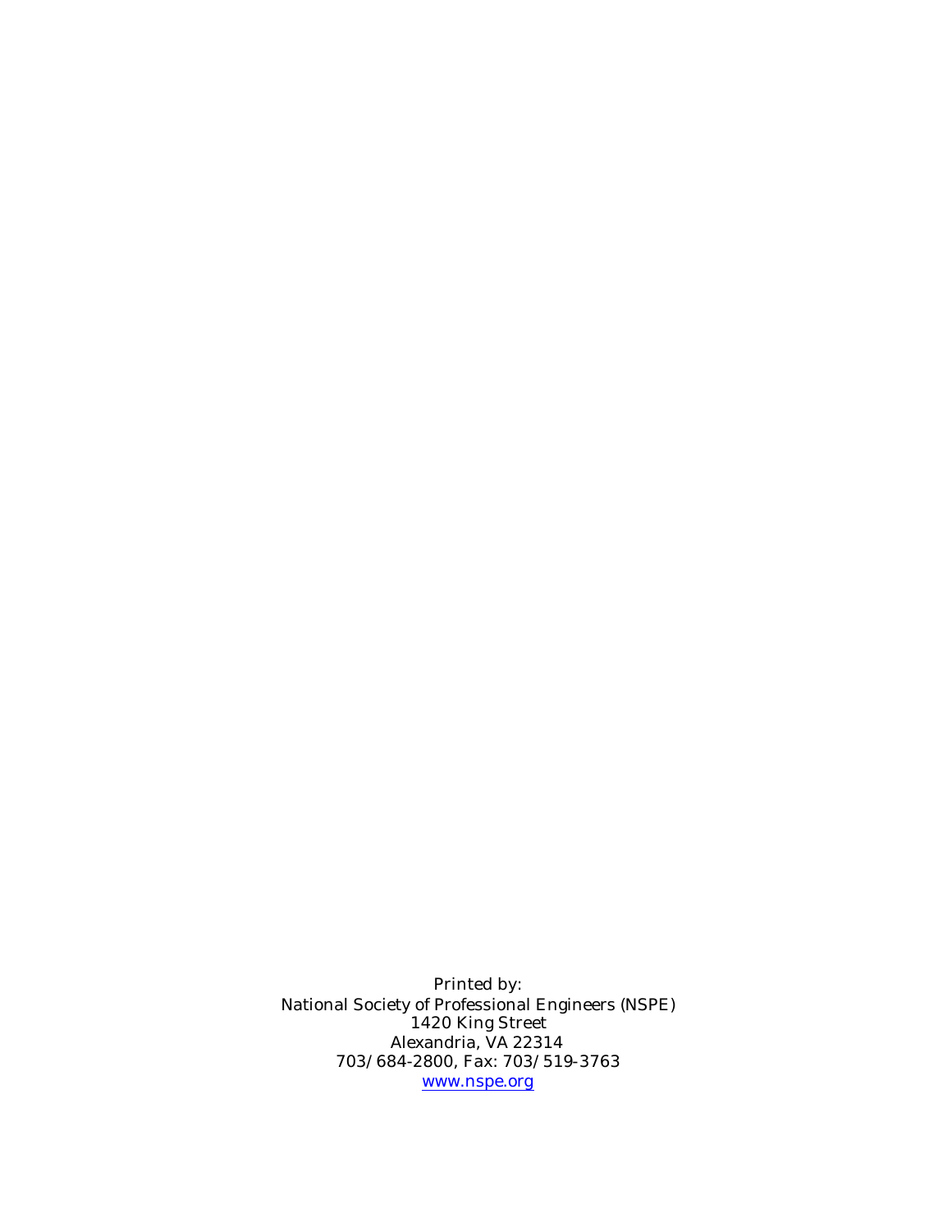Printed by:
National Society of Professional Engineers (NSPE)
1420 King Street
Alexandria, VA 22314
703/684-2800, Fax: 703/519-3763
www.nspe.org